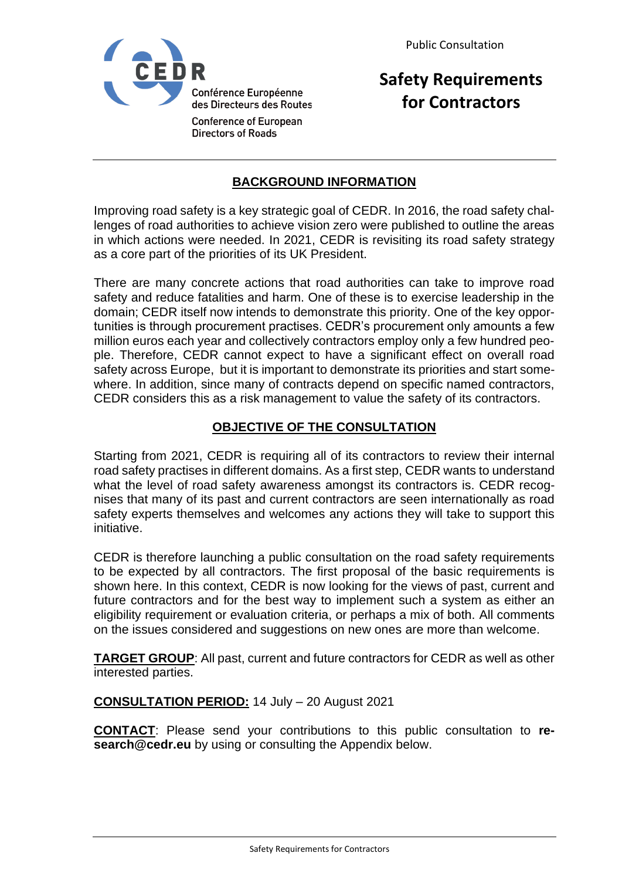CEDR

Conférence Européenne des Directeurs des Routes

Conference of European Directors of Roads

Public Consultation

# Safety Requirements for Contractors

## BACKGROUND INFORMATION

Improving road safety is a key strategic goal of CEDR. In 2016, the road safety challenges of road authorities to achieve vision zero were published to outline the areas in which actions were needed. In 2021, CEDR is revisiting its road safety strategy as a core part of the priorities of its UK President.

There are many concrete actions that road authorities can take to improve road safety and reduce fatalities and harm. One of these is to exercise leadership in the domain; CEDR itself now intends to demonstrate this priority. One of the key opportunities is through procurement practises. CEDR's procurement only amounts a few million euros each year and collectively contractors employ only a few hundred people. Therefore, CEDR cannot expect to have a significant effect on overall road safety across Europe, but it is important to demonstrate its priorities and start somewhere. In addition, since many of contracts depend on specific named contractors, CEDR considers this as a risk management to value the safety of its contractors.

## OBJECTIVE OF THE CONSULTATION

Starting from 2021, CEDR is requiring all of its contractors to review their internal road safety practises in different domains. As a first step, CEDR wants to understand what the level of road safety awareness amongst its contractors is. CEDR recognises that many of its past and current contractors are seen internationally as road safety experts themselves and welcomes any actions they will take to support this initiative.

CEDR is therefore launching a public consultation on the road safety requirements to be expected by all contractors. The first proposal of the basic requirements is shown here. In this context, CEDR is now looking for the views of past, current and future contractors and for the best way to implement such a system as either an eligibility requirement or evaluation criteria, or perhaps a mix of both. All comments on the issues considered and suggestions on new ones are more than welcome.

**TARGET GROUP**: All past, current and future contractors for CEDR as well as other interested parties.

**CONSULTATION PERIOD:** 14 July – 20 August 2021

**CONTACT**: Please send your contributions to this public consultation to **research@cedr.eu** by using or consulting the Appendix below.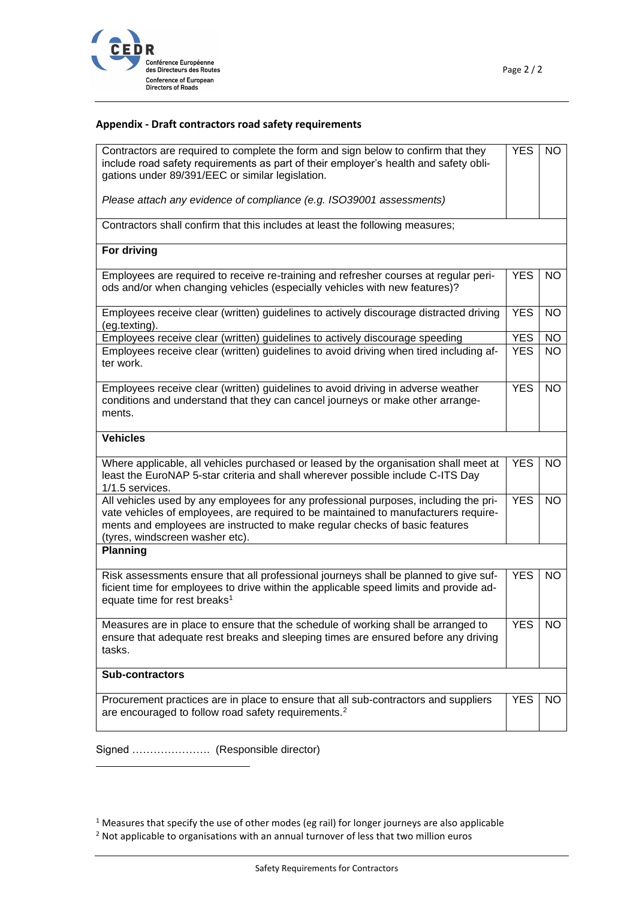## Appendix - Draft contractors road safety requirements

| | | |
|---|---|---|
| Contractors are required to complete the form and sign below to confirm that they include road safety requirements as part of their employer's health and safety obligations under 89/391/EEC or similar legislation.<br><br>*Please attach any evidence of compliance (e.g. ISO39001 assessments)* | YES | NO |
| Contractors shall confirm that this includes at least the following measures; | | |
| **For driving** | | |
| Employees are required to receive re-training and refresher courses at regular periods and/or when changing vehicles (especially vehicles with new features)? | YES | NO |
| Employees receive clear (written) guidelines to actively discourage distracted driving (eg.texting). | YES | NO |
| Employees receive clear (written) guidelines to actively discourage speeding | YES | NO |
| Employees receive clear (written) guidelines to avoid driving when tired including after work. | YES | NO |
| Employees receive clear (written) guidelines to avoid driving in adverse weather conditions and understand that they can cancel journeys or make other arrangements. | YES | NO |
| **Vehicles** | | |
| Where applicable, all vehicles purchased or leased by the organisation shall meet at least the EuroNAP 5-star criteria and shall wherever possible include C-ITS Day 1/1.5 services. | YES | NO |
| All vehicles used by any employees for any professional purposes, including the private vehicles of employees, are required to be maintained to manufacturers requirements and employees are instructed to make regular checks of basic features (tyres, windscreen washer etc). | YES | NO |
| **Planning** | | |
| Risk assessments ensure that all professional journeys shall be planned to give sufficient time for employees to drive within the applicable speed limits and provide adequate time for rest breaks[1] | YES | NO |
| Measures are in place to ensure that the schedule of working shall be arranged to ensure that adequate rest breaks and sleeping times are ensured before any driving tasks. | YES | NO |
| **Sub-contractors** | | |
| Procurement practices are in place to ensure that all sub-contractors and suppliers are encouraged to follow road safety requirements.[2] | YES | NO |

Signed …………………. (Responsible director)

[1] Measures that specify the use of other modes (eg rail) for longer journeys are also applicable

[2] Not applicable to organisations with an annual turnover of less that two million euros